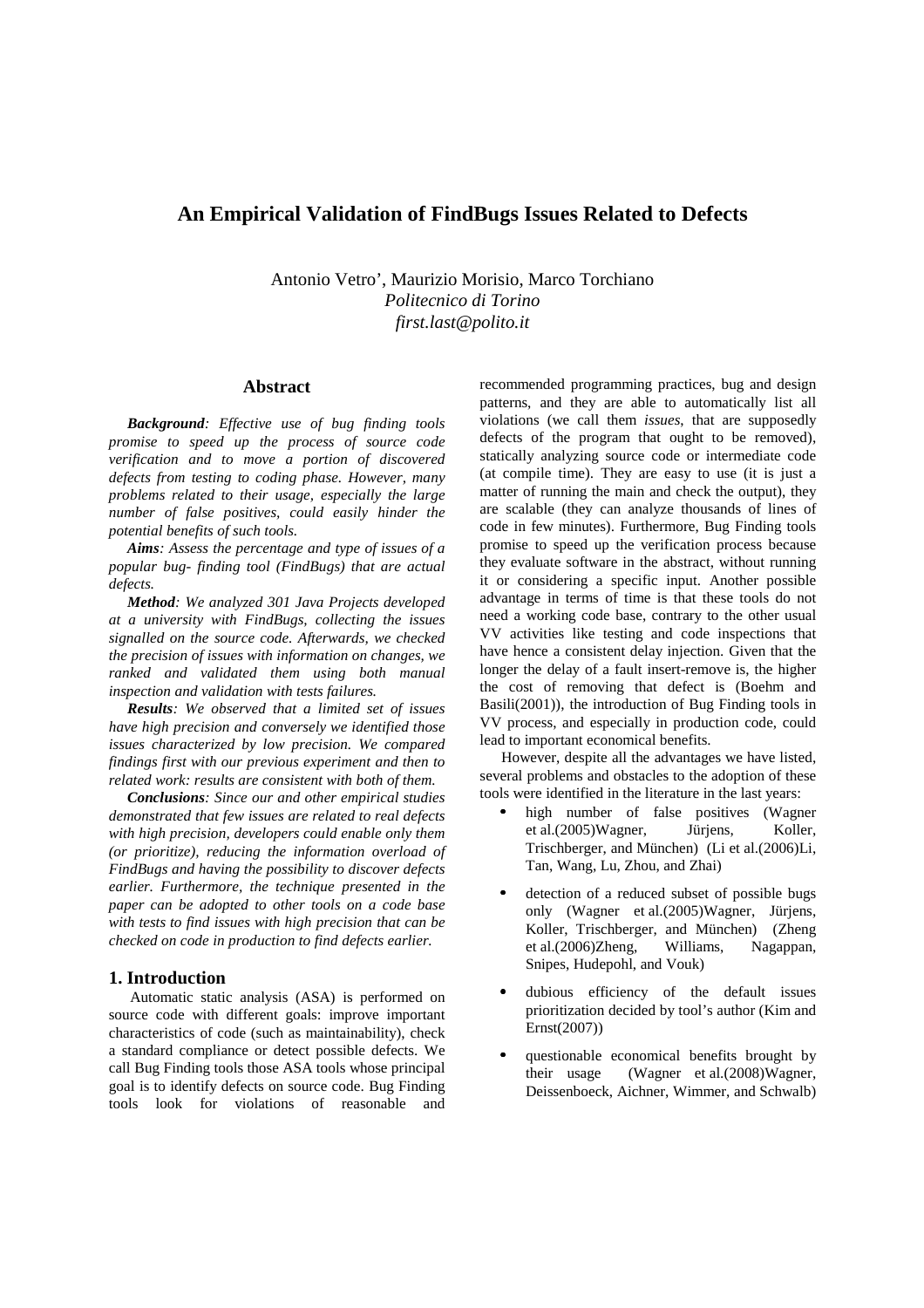# An Empirical Validation of FindBugs Issues Related to Defects

Antonio Vetro', Maurizio Morisio, Marco Torchiano
*Politecnico di Torino*
*first.last@polito.it*

## Abstract

***Background**: Effective use of bug finding tools promise to speed up the process of source code verification and to move a portion of discovered defects from testing to coding phase. However, many problems related to their usage, especially the large number of false positives, could easily hinder the potential benefits of such tools.*

***Aims**: Assess the percentage and type of issues of a popular bug- finding tool (FindBugs) that are actual defects.*

***Method**: We analyzed 301 Java Projects developed at a university with FindBugs, collecting the issues signalled on the source code. Afterwards, we checked the precision of issues with information on changes, we ranked and validated them using both manual inspection and validation with tests failures.*

***Results**: We observed that a limited set of issues have high precision and conversely we identified those issues characterized by low precision. We compared findings first with our previous experiment and then to related work: results are consistent with both of them.*

***Conclusions**: Since our and other empirical studies demonstrated that few issues are related to real defects with high precision, developers could enable only them (or prioritize), reducing the information overload of FindBugs and having the possibility to discover defects earlier. Furthermore, the technique presented in the paper can be adopted to other tools on a code base with tests to find issues with high precision that can be checked on code in production to find defects earlier.*

## 1. Introduction

Automatic static analysis (ASA) is performed on source code with different goals: improve important characteristics of code (such as maintainability), check a standard compliance or detect possible defects. We call Bug Finding tools those ASA tools whose principal goal is to identify defects on source code. Bug Finding tools look for violations of reasonable and recommended programming practices, bug and design patterns, and they are able to automatically list all violations (we call them *issues*, that are supposedly defects of the program that ought to be removed), statically analyzing source code or intermediate code (at compile time). They are easy to use (it is just a matter of running the main and check the output), they are scalable (they can analyze thousands of lines of code in few minutes). Furthermore, Bug Finding tools promise to speed up the verification process because they evaluate software in the abstract, without running it or considering a specific input. Another possible advantage in terms of time is that these tools do not need a working code base, contrary to the other usual VV activities like testing and code inspections that have hence a consistent delay injection. Given that the longer the delay of a fault insert-remove is, the higher the cost of removing that defect is (Boehm and Basili(2001)), the introduction of Bug Finding tools in VV process, and especially in production code, could lead to important economical benefits.

However, despite all the advantages we have listed, several problems and obstacles to the adoption of these tools were identified in the literature in the last years:

- high number of false positives (Wagner et al.(2005)Wagner, Jürjens, Koller, Trischberger, and München) (Li et al.(2006)Li, Tan, Wang, Lu, Zhou, and Zhai)
- detection of a reduced subset of possible bugs only (Wagner et al.(2005)Wagner, Jürjens, Koller, Trischberger, and München) (Zheng et al.(2006)Zheng, Williams, Nagappan, Snipes, Hudepohl, and Vouk)
- dubious efficiency of the default issues prioritization decided by tool's author (Kim and Ernst(2007))
- questionable economical benefits brought by their usage (Wagner et al.(2008)Wagner, Deissenboeck, Aichner, Wimmer, and Schwalb)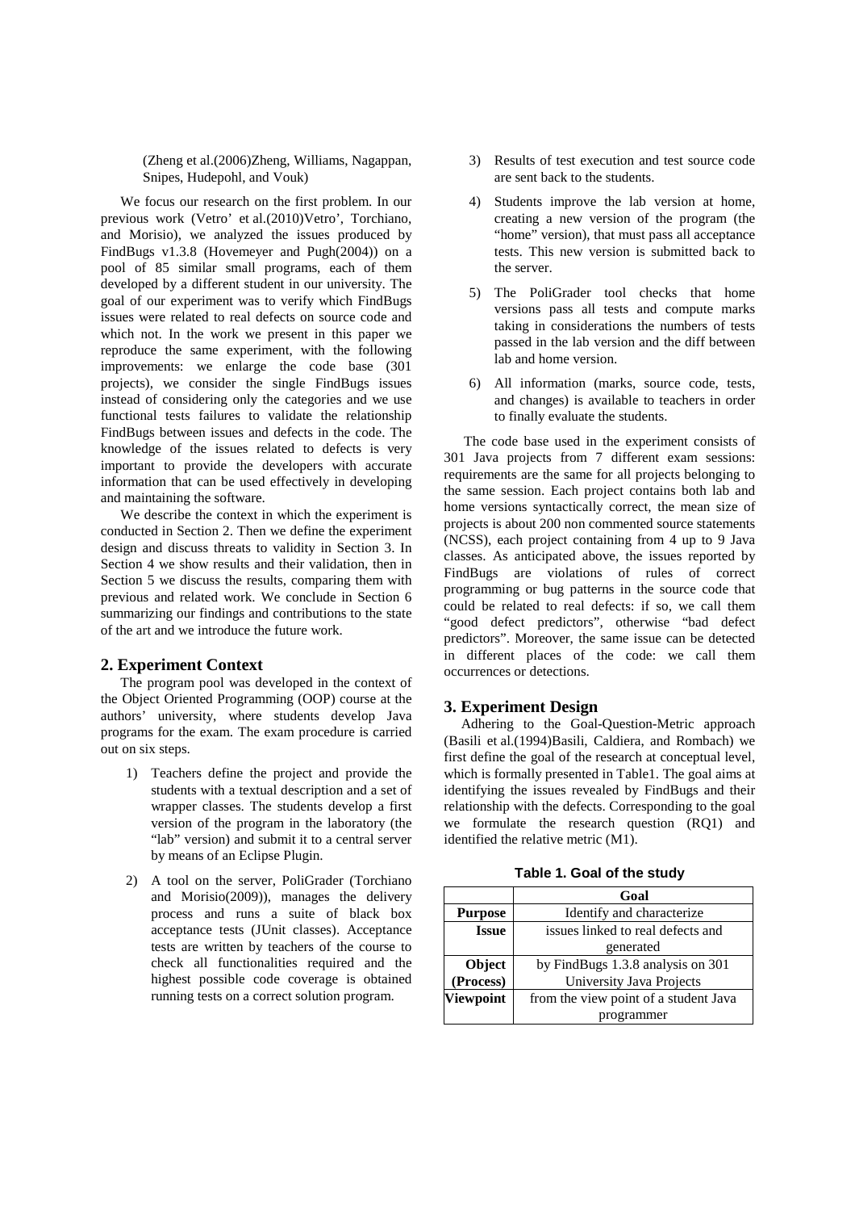(Zheng et al.(2006)Zheng, Williams, Nagappan, Snipes, Hudepohl, and Vouk)

We focus our research on the first problem. In our previous work (Vetro' et al.(2010)Vetro', Torchiano, and Morisio), we analyzed the issues produced by FindBugs v1.3.8 (Hovemeyer and Pugh(2004)) on a pool of 85 similar small programs, each of them developed by a different student in our university. The goal of our experiment was to verify which FindBugs issues were related to real defects on source code and which not. In the work we present in this paper we reproduce the same experiment, with the following improvements: we enlarge the code base (301 projects), we consider the single FindBugs issues instead of considering only the categories and we use functional tests failures to validate the relationship FindBugs between issues and defects in the code. The knowledge of the issues related to defects is very important to provide the developers with accurate information that can be used effectively in developing and maintaining the software.

We describe the context in which the experiment is conducted in Section 2. Then we define the experiment design and discuss threats to validity in Section 3. In Section 4 we show results and their validation, then in Section 5 we discuss the results, comparing them with previous and related work. We conclude in Section 6 summarizing our findings and contributions to the state of the art and we introduce the future work.

## 2. Experiment Context

The program pool was developed in the context of the Object Oriented Programming (OOP) course at the authors' university, where students develop Java programs for the exam. The exam procedure is carried out on six steps.

1) Teachers define the project and provide the students with a textual description and a set of wrapper classes. The students develop a first version of the program in the laboratory (the "lab" version) and submit it to a central server by means of an Eclipse Plugin.
2) A tool on the server, PoliGrader (Torchiano and Morisio(2009)), manages the delivery process and runs a suite of black box acceptance tests (JUnit classes). Acceptance tests are written by teachers of the course to check all functionalities required and the highest possible code coverage is obtained running tests on a correct solution program.
3) Results of test execution and test source code are sent back to the students.
4) Students improve the lab version at home, creating a new version of the program (the "home" version), that must pass all acceptance tests. This new version is submitted back to the server.
5) The PoliGrader tool checks that home versions pass all tests and compute marks taking in considerations the numbers of tests passed in the lab version and the diff between lab and home version.
6) All information (marks, source code, tests, and changes) is available to teachers in order to finally evaluate the students.

The code base used in the experiment consists of 301 Java projects from 7 different exam sessions: requirements are the same for all projects belonging to the same session. Each project contains both lab and home versions syntactically correct, the mean size of projects is about 200 non commented source statements (NCSS), each project containing from 4 up to 9 Java classes. As anticipated above, the issues reported by FindBugs are violations of rules of correct programming or bug patterns in the source code that could be related to real defects: if so, we call them "good defect predictors", otherwise "bad defect predictors". Moreover, the same issue can be detected in different places of the code: we call them occurrences or detections.

## 3. Experiment Design

Adhering to the Goal-Question-Metric approach (Basili et al.(1994)Basili, Caldiera, and Rombach) we first define the goal of the research at conceptual level, which is formally presented in Table1. The goal aims at identifying the issues revealed by FindBugs and their relationship with the defects. Corresponding to the goal we formulate the research question (RQ1) and identified the relative metric (M1).

**Table 1. Goal of the study**

| | Goal |
|---|---|
| **Purpose** | Identify and characterize |
| **Issue** | issues linked to real defects and generated |
| **Object (Process)** | by FindBugs 1.3.8 analysis on 301 University Java Projects |
| **Viewpoint** | from the view point of a student Java programmer |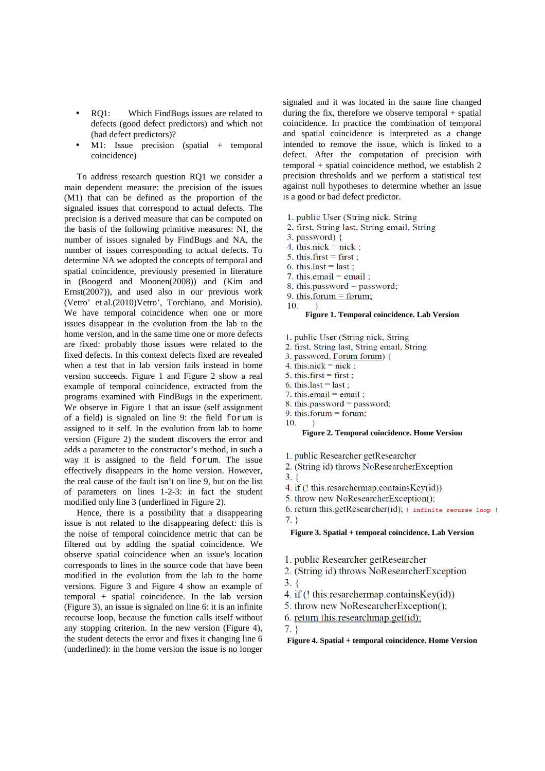- RQ1: Which FindBugs issues are related to defects (good defect predictors) and which not (bad defect predictors)?
- M1: Issue precision (spatial + temporal coincidence)

To address research question RQ1 we consider a main dependent measure: the precision of the issues (M1) that can be defined as the proportion of the signaled issues that correspond to actual defects. The precision is a derived measure that can be computed on the basis of the following primitive measures: NI, the number of issues signaled by FindBugs and NA, the number of issues corresponding to actual defects. To determine NA we adopted the concepts of temporal and spatial coincidence, previously presented in literature in (Boogerd and Moonen(2008)) and (Kim and Ernst(2007)), and used also in our previous work (Vetro' et al.(2010)Vetro', Torchiano, and Morisio). We have temporal coincidence when one or more issues disappear in the evolution from the lab to the home version, and in the same time one or more defects are fixed: probably those issues were related to the fixed defects. In this context defects fixed are revealed when a test that in lab version fails instead in home version succeeds. Figure 1 and Figure 2 show a real example of temporal coincidence, extracted from the programs examined with FindBugs in the experiment. We observe in Figure 1 that an issue (self assignment of a field) is signaled on line 9: the field `forum` is assigned to it self. In the evolution from lab to home version (Figure 2) the student discovers the error and adds a parameter to the constructor's method, in such a way it is assigned to the field `forum`. The issue effectively disappears in the home version. However, the real cause of the fault isn't on line 9, but on the list of parameters on lines 1-2-3: in fact the student modified only line 3 (underlined in Figure 2).

Hence, there is a possibility that a disappearing issue is not related to the disappearing defect: this is the noise of temporal coincidence metric that can be filtered out by adding the spatial coincidence. We observe spatial coincidence when an issue's location corresponds to lines in the source code that have been modified in the evolution from the lab to the home versions. Figure 3 and Figure 4 show an example of temporal + spatial coincidence. In the lab version (Figure 3), an issue is signaled on line 6: it is an infinite recourse loop, because the function calls itself without any stopping criterion. In the new version (Figure 4), the student detects the error and fixes it changing line 6 (underlined): in the home version the issue is no longer signaled and it was located in the same line changed during the fix, therefore we observe temporal + spatial coincidence. In practice the combination of temporal and spatial coincidence is interpreted as a change intended to remove the issue, which is linked to a defect. After the computation of precision with temporal + spatial coincidence method, we establish 2 precision thresholds and we perform a statistical test against null hypotheses to determine whether an issue is a good or bad defect predictor.

```
1. public User (String nick, String
2. first, String last, String email, String
3. password) {
4. this.nick = nick ;
5. this.first = first ;
6. this.last = last ;
7. this.email = email ;
8. this.password = password;
9. this.forum = forum;
10.     }
```

**Figure 1. Temporal coincidence. Lab Version**

```
1. public User (String nick, String
2. first, String last, String email, String
3. password, Forum forum) {
4. this.nick = nick ;
5. this.first = first ;
6. this.last = last ;
7. this.email = email ;
8. this.password = password;
9. this.forum = forum;
10.     }
```

**Figure 2. Temporal coincidence. Home Version**

```
1. public Researcher getResearcher
2. (String id) throws NoResearcherException
3. {
4. if (! this.resarchermap.containsKey(id))
5. throw new NoResearcherException();
6. return this.getResearcher(id); ! infinite recurse loop !
7. }
```

**Figure 3. Spatial + temporal coincidence. Lab Version**

```
1. public Researcher getResearcher
2. (String id) throws NoResearcherException
3. {
4. if (! this.resarchermap.containsKey(id))
5. throw new NoResearcherException();
6. return this.researchmap.get(id);
7. }
```

**Figure 4. Spatial + temporal coincidence. Home Version**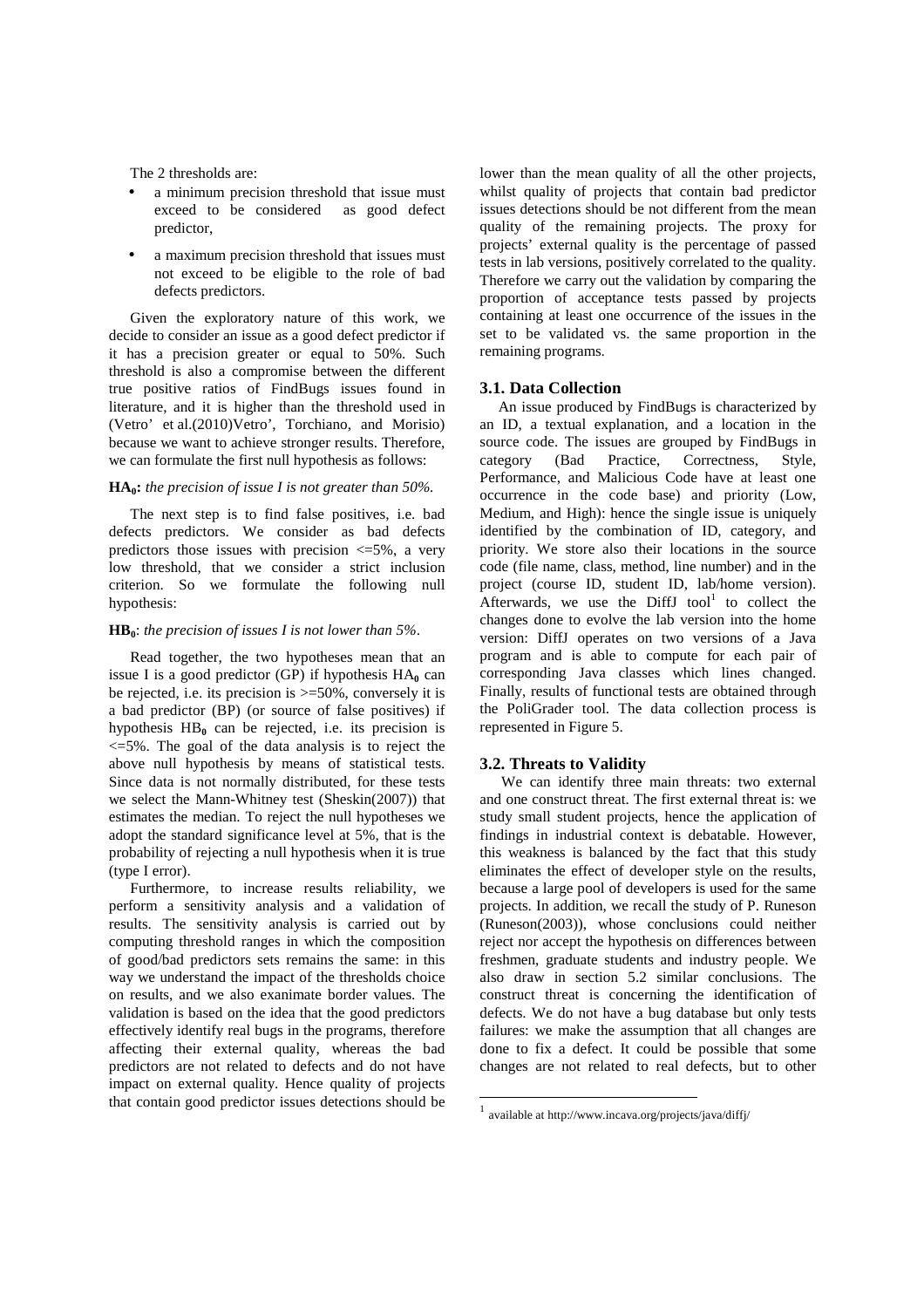The 2 thresholds are:

- a minimum precision threshold that issue must exceed to be considered as good defect predictor,
- a maximum precision threshold that issues must not exceed to be eligible to the role of bad defects predictors.

Given the exploratory nature of this work, we decide to consider an issue as a good defect predictor if it has a precision greater or equal to 50%. Such threshold is also a compromise between the different true positive ratios of FindBugs issues found in literature, and it is higher than the threshold used in (Vetro' et al.(2010)Vetro', Torchiano, and Morisio) because we want to achieve stronger results. Therefore, we can formulate the first null hypothesis as follows:

**$HA_0$:** *the precision of issue I is not greater than 50%.*

The next step is to find false positives, i.e. bad defects predictors. We consider as bad defects predictors those issues with precision <=5%, a very low threshold, that we consider a strict inclusion criterion. So we formulate the following null hypothesis:

**$HB_0$**: *the precision of issues I is not lower than 5%.*

Read together, the two hypotheses mean that an issue I is a good predictor (GP) if hypothesis $HA_0$ can be rejected, i.e. its precision is >=50%, conversely it is a bad predictor (BP) (or source of false positives) if hypothesis $HB_0$ can be rejected, i.e. its precision is <=5%. The goal of the data analysis is to reject the above null hypothesis by means of statistical tests. Since data is not normally distributed, for these tests we select the Mann-Whitney test (Sheskin(2007)) that estimates the median. To reject the null hypotheses we adopt the standard significance level at 5%, that is the probability of rejecting a null hypothesis when it is true (type I error).

Furthermore, to increase results reliability, we perform a sensitivity analysis and a validation of results. The sensitivity analysis is carried out by computing threshold ranges in which the composition of good/bad predictors sets remains the same: in this way we understand the impact of the thresholds choice on results, and we also exanimate border values. The validation is based on the idea that the good predictors effectively identify real bugs in the programs, therefore affecting their external quality, whereas the bad predictors are not related to defects and do not have impact on external quality. Hence quality of projects that contain good predictor issues detections should be lower than the mean quality of all the other projects, whilst quality of projects that contain bad predictor issues detections should be not different from the mean quality of the remaining projects. The proxy for projects' external quality is the percentage of passed tests in lab versions, positively correlated to the quality. Therefore we carry out the validation by comparing the proportion of acceptance tests passed by projects containing at least one occurrence of the issues in the set to be validated vs. the same proportion in the remaining programs.

### 3.1. Data Collection

An issue produced by FindBugs is characterized by an ID, a textual explanation, and a location in the source code. The issues are grouped by FindBugs in category (Bad Practice, Correctness, Style, Performance, and Malicious Code have at least one occurrence in the code base) and priority (Low, Medium, and High): hence the single issue is uniquely identified by the combination of ID, category, and priority. We store also their locations in the source code (file name, class, method, line number) and in the project (course ID, student ID, lab/home version). Afterwards, we use the DiffJ tool[1] to collect the changes done to evolve the lab version into the home version: DiffJ operates on two versions of a Java program and is able to compute for each pair of corresponding Java classes which lines changed. Finally, results of functional tests are obtained through the PoliGrader tool. The data collection process is represented in Figure 5.

### 3.2. Threats to Validity

We can identify three main threats: two external and one construct threat. The first external threat is: we study small student projects, hence the application of findings in industrial context is debatable. However, this weakness is balanced by the fact that this study eliminates the effect of developer style on the results, because a large pool of developers is used for the same projects. In addition, we recall the study of P. Runeson (Runeson(2003)), whose conclusions could neither reject nor accept the hypothesis on differences between freshmen, graduate students and industry people. We also draw in section 5.2 similar conclusions. The construct threat is concerning the identification of defects. We do not have a bug database but only tests failures: we make the assumption that all changes are done to fix a defect. It could be possible that some changes are not related to real defects, but to other

[1] available at http://www.incava.org/projects/java/diffj/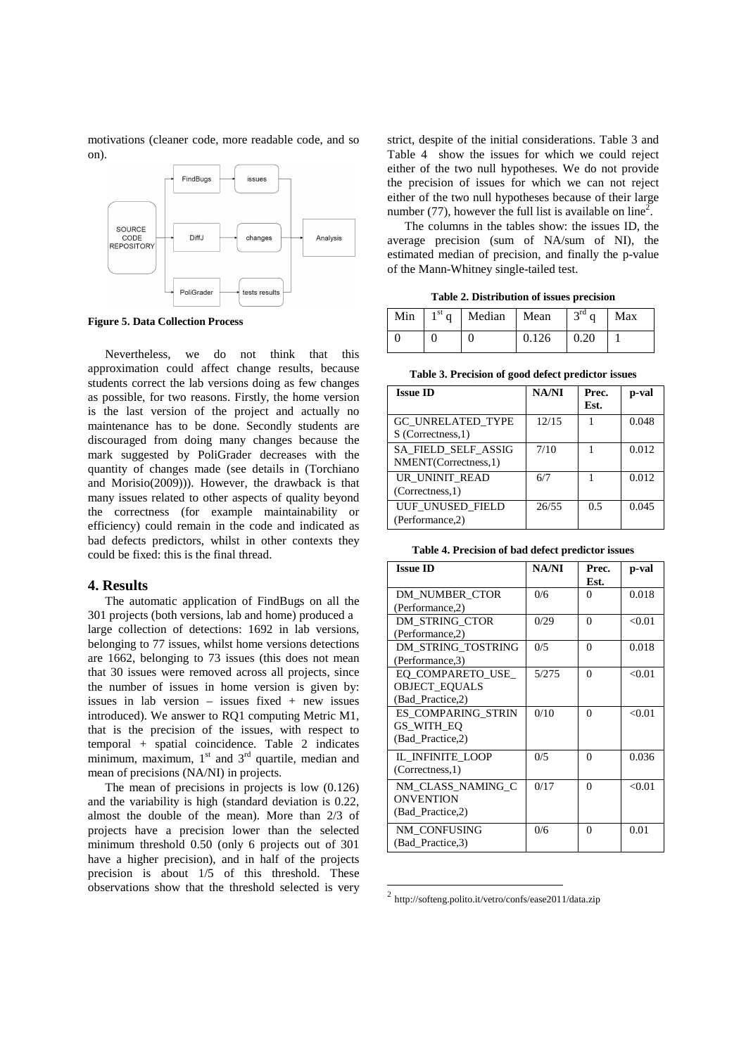motivations (cleaner code, more readable code, and so on).

Figure 5. Data Collection Process

Nevertheless, we do not think that this approximation could affect change results, because students correct the lab versions doing as few changes as possible, for two reasons. Firstly, the home version is the last version of the project and actually no maintenance has to be done. Secondly students are discouraged from doing many changes because the mark suggested by PoliGrader decreases with the quantity of changes made (see details in (Torchiano and Morisio(2009))). However, the drawback is that many issues related to other aspects of quality beyond the correctness (for example maintainability or efficiency) could remain in the code and indicated as bad defects predictors, whilst in other contexts they could be fixed: this is the final thread.

## 4. Results

The automatic application of FindBugs on all the 301 projects (both versions, lab and home) produced a large collection of detections: 1692 in lab versions, belonging to 77 issues, whilst home versions detections are 1662, belonging to 73 issues (this does not mean that 30 issues were removed across all projects, since the number of issues in home version is given by: issues in lab version – issues fixed + new issues introduced). We answer to RQ1 computing Metric M1, that is the precision of the issues, with respect to temporal + spatial coincidence. Table 2 indicates minimum, maximum, 1st and 3rd quartile, median and mean of precisions (NA/NI) in projects.

The mean of precisions in projects is low (0.126) and the variability is high (standard deviation is 0.22, almost the double of the mean). More than 2/3 of projects have a precision lower than the selected minimum threshold 0.50 (only 6 projects out of 301 have a higher precision), and in half of the projects precision is about 1/5 of this threshold. These observations show that the threshold selected is very strict, despite of the initial considerations. Table 3 and Table 4 show the issues for which we could reject either of the two null hypotheses. We do not provide the precision of issues for which we can not reject either of the two null hypotheses because of their large number (77), however the full list is available on line[2].

The columns in the tables show: the issues ID, the average precision (sum of NA/sum of NI), the estimated median of precision, and finally the p-value of the Mann-Whitney single-tailed test.

**Table 2. Distribution of issues precision**

| Min | 1st q | Median | Mean | 3rd q | Max |
|---|---|---|---|---|---|
| 0 | 0 | 0 | 0.126 | 0.20 | 1 |

**Table 3. Precision of good defect predictor issues**

| Issue ID | NA/NI | Prec. Est. | p-val |
|---|---|---|---|
| GC_UNRELATED_TYPES (Correctness,1) | 12/15 | 1 | 0.048 |
| SA_FIELD_SELF_ASSIGNMENT(Correctness,1) | 7/10 | 1 | 0.012 |
| UR_UNINIT_READ (Correctness,1) | 6/7 | 1 | 0.012 |
| UUF_UNUSED_FIELD (Performance,2) | 26/55 | 0.5 | 0.045 |

**Table 4. Precision of bad defect predictor issues**

| Issue ID | NA/NI | Prec. Est. | p-val |
|---|---|---|---|
| DM_NUMBER_CTOR (Performance,2) | 0/6 | 0 | 0.018 |
| DM_STRING_CTOR (Performance,2) | 0/29 | 0 | <0.01 |
| DM_STRING_TOSTRING (Performance,3) | 0/5 | 0 | 0.018 |
| EQ_COMPARETO_USE_OBJECT_EQUALS (Bad_Practice,2) | 5/275 | 0 | <0.01 |
| ES_COMPARING_STRINGS_WITH_EQ (Bad_Practice,2) | 0/10 | 0 | <0.01 |
| IL_INFINITE_LOOP (Correctness,1) | 0/5 | 0 | 0.036 |
| NM_CLASS_NAMING_CONVENTION (Bad_Practice,2) | 0/17 | 0 | <0.01 |
| NM_CONFUSING (Bad_Practice,3) | 0/6 | 0 | 0.01 |

[2] http://softeng.polito.it/vetro/confs/ease2011/data.zip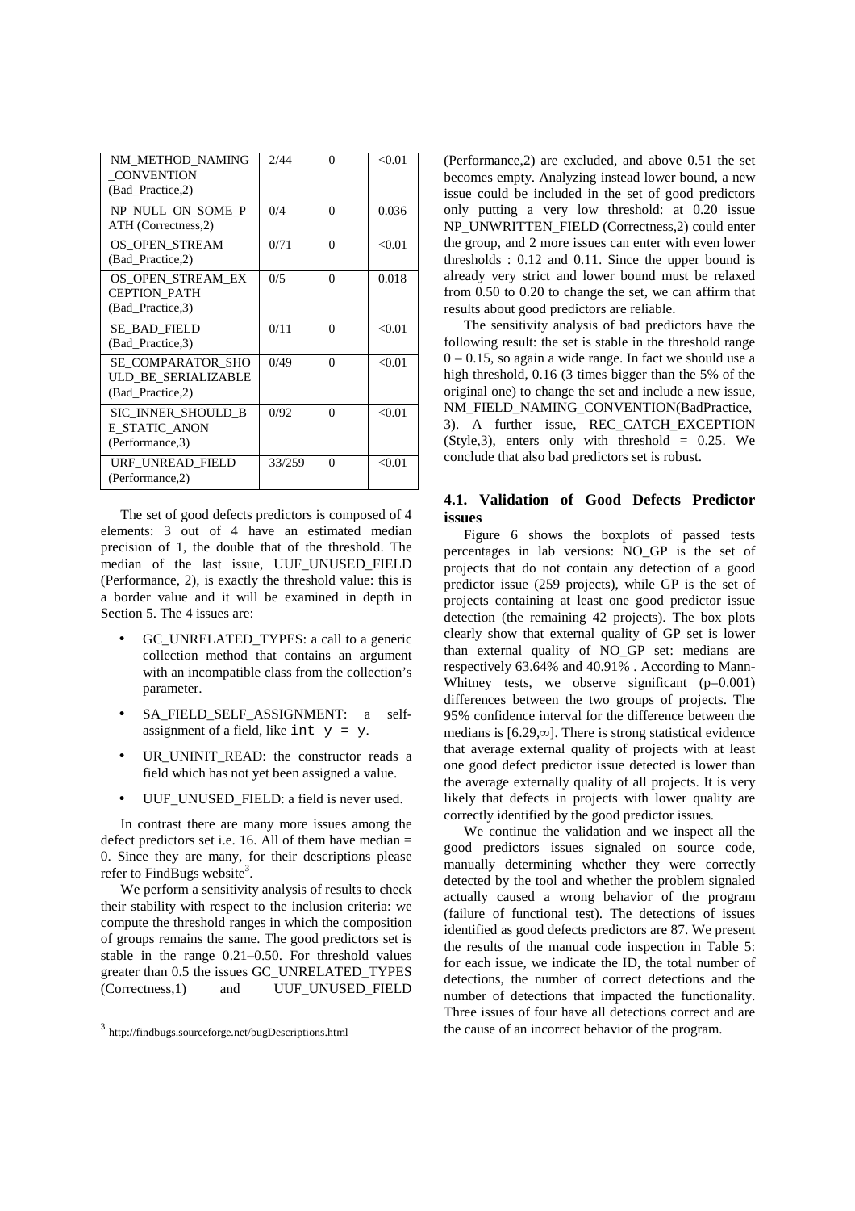| | | | |
|---|---|---|---|
| NM_METHOD_NAMING _CONVENTION (Bad_Practice,2) | 2/44 | 0 | <0.01 |
| NP_NULL_ON_SOME_P ATH (Correctness,2) | 0/4 | 0 | 0.036 |
| OS_OPEN_STREAM (Bad_Practice,2) | 0/71 | 0 | <0.01 |
| OS_OPEN_STREAM_EX CEPTION_PATH (Bad_Practice,3) | 0/5 | 0 | 0.018 |
| SE_BAD_FIELD (Bad_Practice,3) | 0/11 | 0 | <0.01 |
| SE_COMPARATOR_SHO ULD_BE_SERIALIZABLE (Bad_Practice,2) | 0/49 | 0 | <0.01 |
| SIC_INNER_SHOULD_B E_STATIC_ANON (Performance,3) | 0/92 | 0 | <0.01 |
| URF_UNREAD_FIELD (Performance,2) | 33/259 | 0 | <0.01 |

The set of good defects predictors is composed of 4 elements: 3 out of 4 have an estimated median precision of 1, the double that of the threshold. The median of the last issue, UUF_UNUSED_FIELD (Performance, 2), is exactly the threshold value: this is a border value and it will be examined in depth in Section 5. The 4 issues are:

- GC_UNRELATED_TYPES: a call to a generic collection method that contains an argument with an incompatible class from the collection's parameter.
- SA_FIELD_SELF_ASSIGNMENT: a self-assignment of a field, like `int y = y`.
- UR_UNINIT_READ: the constructor reads a field which has not yet been assigned a value.
- UUF_UNUSED_FIELD: a field is never used.

In contrast there are many more issues among the defect predictors set i.e. 16. All of them have median = 0. Since they are many, for their descriptions please refer to FindBugs website[3].

We perform a sensitivity analysis of results to check their stability with respect to the inclusion criteria: we compute the threshold ranges in which the composition of groups remains the same. The good predictors set is stable in the range 0.21–0.50. For threshold values greater than 0.5 the issues GC_UNRELATED_TYPES (Correctness,1) and UUF_UNUSED_FIELD (Performance,2) are excluded, and above 0.51 the set becomes empty. Analyzing instead lower bound, a new issue could be included in the set of good predictors only putting a very low threshold: at 0.20 issue NP_UNWRITTEN_FIELD (Correctness,2) could enter the group, and 2 more issues can enter with even lower thresholds : 0.12 and 0.11. Since the upper bound is already very strict and lower bound must be relaxed from 0.50 to 0.20 to change the set, we can affirm that results about good predictors are reliable.

The sensitivity analysis of bad predictors have the following result: the set is stable in the threshold range 0 – 0.15, so again a wide range. In fact we should use a high threshold, 0.16 (3 times bigger than the 5% of the original one) to change the set and include a new issue, NM_FIELD_NAMING_CONVENTION(BadPractice, 3). A further issue, REC_CATCH_EXCEPTION (Style,3), enters only with threshold = 0.25. We conclude that also bad predictors set is robust.

[3] http://findbugs.sourceforge.net/bugDescriptions.html

### 4.1. Validation of Good Defects Predictor issues

Figure 6 shows the boxplots of passed tests percentages in lab versions: NO_GP is the set of projects that do not contain any detection of a good predictor issue (259 projects), while GP is the set of projects containing at least one good predictor issue detection (the remaining 42 projects). The box plots clearly show that external quality of GP set is lower than external quality of NO_GP set: medians are respectively 63.64% and 40.91% . According to Mann-Whitney tests, we observe significant ($p$=0.001) differences between the two groups of projects. The 95% confidence interval for the difference between the medians is $[6.29,\infty]$. There is strong statistical evidence that average external quality of projects with at least one good defect predictor issue detected is lower than the average externally quality of all projects. It is very likely that defects in projects with lower quality are correctly identified by the good predictor issues.

We continue the validation and we inspect all the good predictors issues signaled on source code, manually determining whether they were correctly detected by the tool and whether the problem signaled actually caused a wrong behavior of the program (failure of functional test). The detections of issues identified as good defects predictors are 87. We present the results of the manual code inspection in Table 5: for each issue, we indicate the ID, the total number of detections, the number of correct detections and the number of detections that impacted the functionality. Three issues of four have all detections correct and are the cause of an incorrect behavior of the program.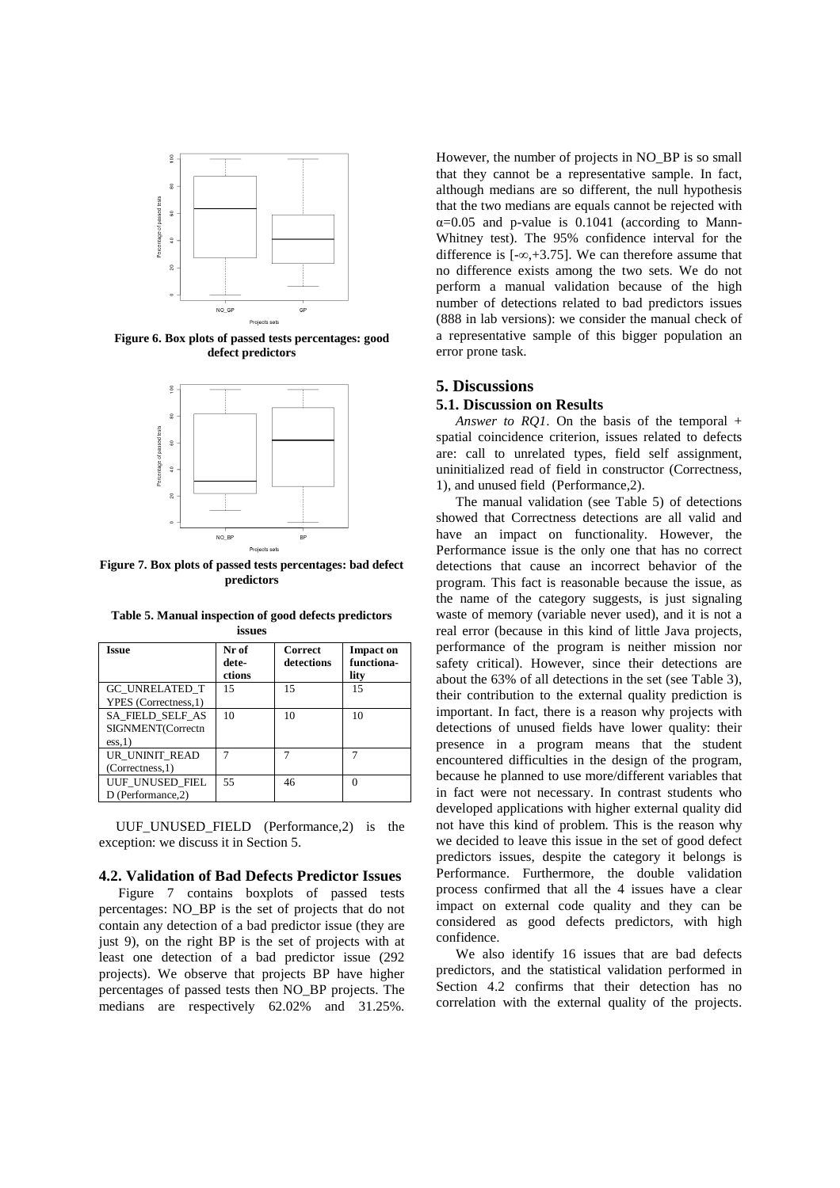Figure 6. Box plots of passed tests percentages: good defect predictors

Figure 7. Box plots of passed tests percentages: bad defect predictors

**Table 5. Manual inspection of good defects predictors issues**

| Issue | Nr of detections | Correct detections | Impact on functionality |
|---|---|---|---|
| GC_UNRELATED_TYPES (Correctness,1) | 15 | 15 | 15 |
| SA_FIELD_SELF_ASSIGNMENT(Correctness,1) | 10 | 10 | 10 |
| UR_UNINIT_READ (Correctness,1) | 7 | 7 | 7 |
| UUF_UNUSED_FIELD (Performance,2) | 55 | 46 | 0 |

UUF_UNUSED_FIELD (Performance,2) is the exception: we discuss it in Section 5.

### 4.2. Validation of Bad Defects Predictor Issues

Figure 7 contains boxplots of passed tests percentages: NO_BP is the set of projects that do not contain any detection of a bad predictor issue (they are just 9), on the right BP is the set of projects with at least one detection of a bad predictor issue (292 projects). We observe that projects BP have higher percentages of passed tests then NO_BP projects. The medians are respectively 62.02% and 31.25%. However, the number of projects in NO_BP is so small that they cannot be a representative sample. In fact, although medians are so different, the null hypothesis that the two medians are equals cannot be rejected with $\alpha$=0.05 and p-value is 0.1041 (according to Mann-Whitney test). The 95% confidence interval for the difference is $[-\infty,+3.75]$. We can therefore assume that no difference exists among the two sets. We do not perform a manual validation because of the high number of detections related to bad predictors issues (888 in lab versions): we consider the manual check of a representative sample of this bigger population an error prone task.

## 5. Discussions

### 5.1. Discussion on Results

*Answer to RQ1*. On the basis of the temporal + spatial coincidence criterion, issues related to defects are: call to unrelated types, field self assignment, uninitialized read of field in constructor (Correctness, 1), and unused field (Performance,2).

The manual validation (see Table 5) of detections showed that Correctness detections are all valid and have an impact on functionality. However, the Performance issue is the only one that has no correct detections that cause an incorrect behavior of the program. This fact is reasonable because the issue, as the name of the category suggests, is just signaling waste of memory (variable never used), and it is not a real error (because in this kind of little Java projects, performance of the program is neither mission nor safety critical). However, since their detections are about the 63% of all detections in the set (see Table 3), their contribution to the external quality prediction is important. In fact, there is a reason why projects with detections of unused fields have lower quality: their presence in a program means that the student encountered difficulties in the design of the program, because he planned to use more/different variables that in fact were not necessary. In contrast students who developed applications with higher external quality did not have this kind of problem. This is the reason why we decided to leave this issue in the set of good defect predictors issues, despite the category it belongs is Performance. Furthermore, the double validation process confirmed that all the 4 issues have a clear impact on external code quality and they can be considered as good defects predictors, with high confidence.

We also identify 16 issues that are bad defects predictors, and the statistical validation performed in Section 4.2 confirms that their detection has no correlation with the external quality of the projects.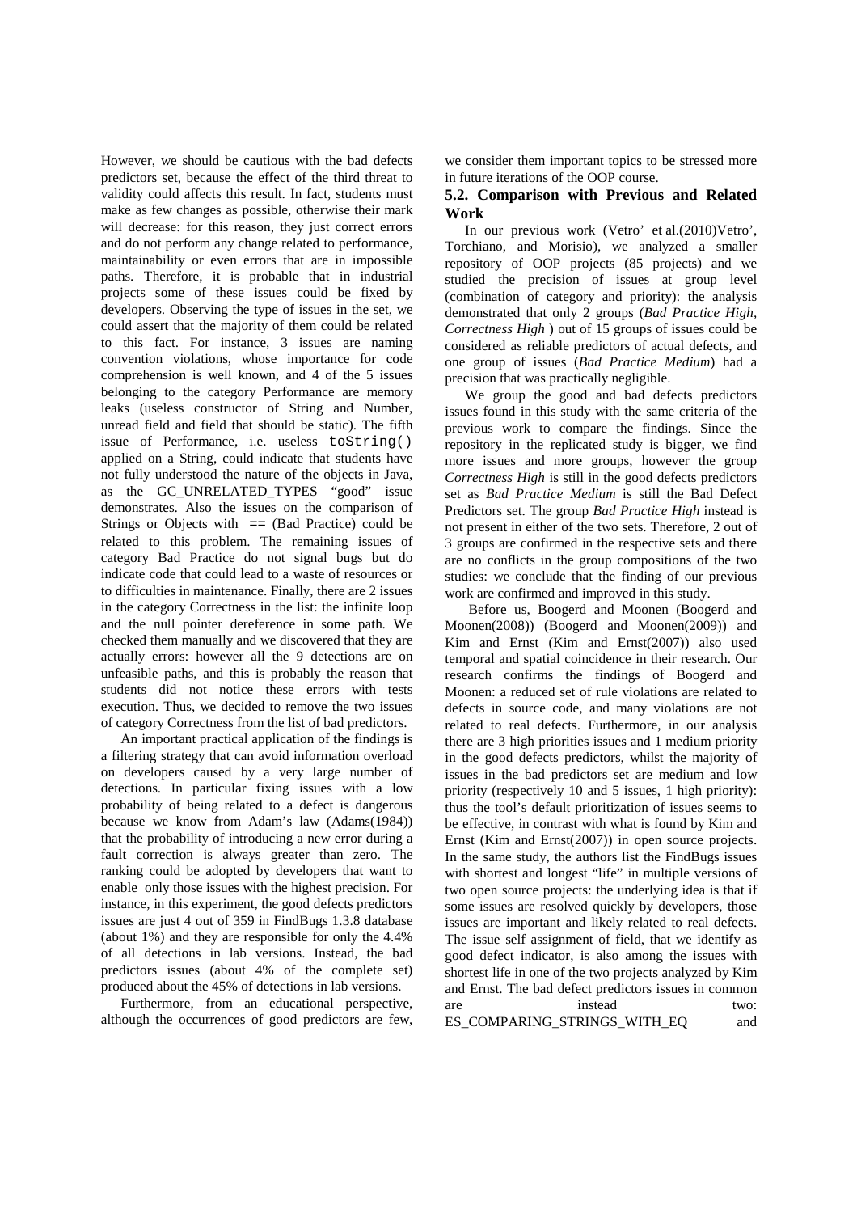However, we should be cautious with the bad defects predictors set, because the effect of the third threat to validity could affects this result. In fact, students must make as few changes as possible, otherwise their mark will decrease: for this reason, they just correct errors and do not perform any change related to performance, maintainability or even errors that are in impossible paths. Therefore, it is probable that in industrial projects some of these issues could be fixed by developers. Observing the type of issues in the set, we could assert that the majority of them could be related to this fact. For instance, 3 issues are naming convention violations, whose importance for code comprehension is well known, and 4 of the 5 issues belonging to the category Performance are memory leaks (useless constructor of String and Number, unread field and field that should be static). The fifth issue of Performance, i.e. useless `toString()` applied on a String, could indicate that students have not fully understood the nature of the objects in Java, as the GC_UNRELATED_TYPES "good" issue demonstrates. Also the issues on the comparison of Strings or Objects with `==` (Bad Practice) could be related to this problem. The remaining issues of category Bad Practice do not signal bugs but do indicate code that could lead to a waste of resources or to difficulties in maintenance. Finally, there are 2 issues in the category Correctness in the list: the infinite loop and the null pointer dereference in some path. We checked them manually and we discovered that they are actually errors: however all the 9 detections are on unfeasible paths, and this is probably the reason that students did not notice these errors with tests execution. Thus, we decided to remove the two issues of category Correctness from the list of bad predictors.

An important practical application of the findings is a filtering strategy that can avoid information overload on developers caused by a very large number of detections. In particular fixing issues with a low probability of being related to a defect is dangerous because we know from Adam's law (Adams(1984)) that the probability of introducing a new error during a fault correction is always greater than zero. The ranking could be adopted by developers that want to enable only those issues with the highest precision. For instance, in this experiment, the good defects predictors issues are just 4 out of 359 in FindBugs 1.3.8 database (about 1%) and they are responsible for only the 4.4% of all detections in lab versions. Instead, the bad predictors issues (about 4% of the complete set) produced about the 45% of detections in lab versions.

Furthermore, from an educational perspective, although the occurrences of good predictors are few, we consider them important topics to be stressed more in future iterations of the OOP course.

### 5.2. Comparison with Previous and Related Work

In our previous work (Vetro' et al.(2010)Vetro', Torchiano, and Morisio), we analyzed a smaller repository of OOP projects (85 projects) and we studied the precision of issues at group level (combination of category and priority): the analysis demonstrated that only 2 groups (*Bad Practice High*, *Correctness High* ) out of 15 groups of issues could be considered as reliable predictors of actual defects, and one group of issues (*Bad Practice Medium*) had a precision that was practically negligible.

We group the good and bad defects predictors issues found in this study with the same criteria of the previous work to compare the findings. Since the repository in the replicated study is bigger, we find more issues and more groups, however the group *Correctness High* is still in the good defects predictors set as *Bad Practice Medium* is still the Bad Defect Predictors set. The group *Bad Practice High* instead is not present in either of the two sets. Therefore, 2 out of 3 groups are confirmed in the respective sets and there are no conflicts in the group compositions of the two studies: we conclude that the finding of our previous work are confirmed and improved in this study.

Before us, Boogerd and Moonen (Boogerd and Moonen(2008)) (Boogerd and Moonen(2009)) and Kim and Ernst (Kim and Ernst(2007)) also used temporal and spatial coincidence in their research. Our research confirms the findings of Boogerd and Moonen: a reduced set of rule violations are related to defects in source code, and many violations are not related to real defects. Furthermore, in our analysis there are 3 high priorities issues and 1 medium priority in the good defects predictors, whilst the majority of issues in the bad predictors set are medium and low priority (respectively 10 and 5 issues, 1 high priority): thus the tool's default prioritization of issues seems to be effective, in contrast with what is found by Kim and Ernst (Kim and Ernst(2007)) in open source projects. In the same study, the authors list the FindBugs issues with shortest and longest "life" in multiple versions of two open source projects: the underlying idea is that if some issues are resolved quickly by developers, those issues are important and likely related to real defects. The issue self assignment of field, that we identify as good defect indicator, is also among the issues with shortest life in one of the two projects analyzed by Kim and Ernst. The bad defect predictors issues in common are instead two: ES_COMPARING_STRINGS_WITH_EQ and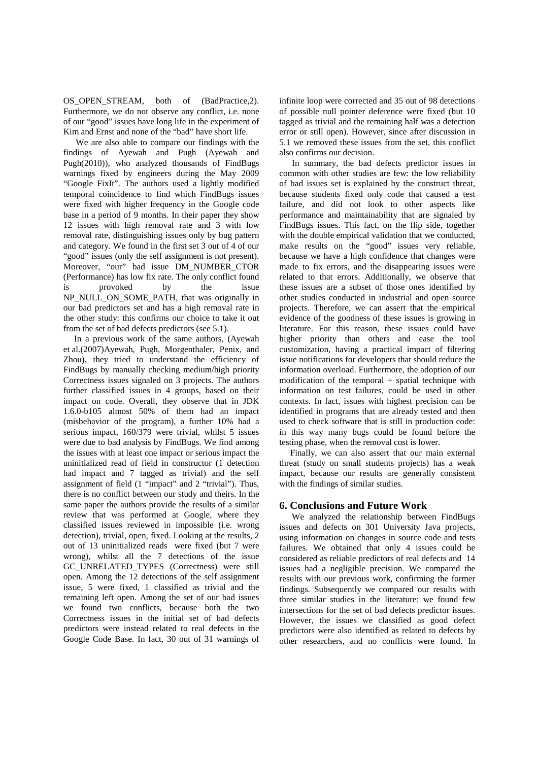OS_OPEN_STREAM, both of (BadPractice,2). Furthermore, we do not observe any conflict, i.e. none of our "good" issues have long life in the experiment of Kim and Ernst and none of the "bad" have short life.

We are also able to compare our findings with the findings of Ayewah and Pugh (Ayewah and Pugh(2010)), who analyzed thousands of FindBugs warnings fixed by engineers during the May 2009 "Google FixIt". The authors used a lightly modified temporal coincidence to find which FindBugs issues were fixed with higher frequency in the Google code base in a period of 9 months. In their paper they show 12 issues with high removal rate and 3 with low removal rate, distinguishing issues only by bug pattern and category. We found in the first set 3 out of 4 of our "good" issues (only the self assignment is not present). Moreover, "our" bad issue DM_NUMBER_CTOR (Performance) has low fix rate. The only conflict found is provoked by the issue NP_NULL_ON_SOME_PATH, that was originally in our bad predictors set and has a high removal rate in the other study: this confirms our choice to take it out from the set of bad defects predictors (see 5.1).

In a previous work of the same authors, (Ayewah et al.(2007)Ayewah, Pugh, Morgenthaler, Penix, and Zhou), they tried to understand the efficiency of FindBugs by manually checking medium/high priority Correctness issues signaled on 3 projects. The authors further classified issues in 4 groups, based on their impact on code. Overall, they observe that in JDK 1.6.0-b105 almost 50% of them had an impact (misbehavior of the program), a further 10% had a serious impact, 160/379 were trivial, whilst 5 issues were due to bad analysis by FindBugs. We find among the issues with at least one impact or serious impact the uninitialized read of field in constructor (1 detection had impact and 7 tagged as trivial) and the self assignment of field (1 "impact" and 2 "trivial"). Thus, there is no conflict between our study and theirs. In the same paper the authors provide the results of a similar review that was performed at Google, where they classified issues reviewed in impossible (i.e. wrong detection), trivial, open, fixed. Looking at the results, 2 out of 13 uninitialized reads were fixed (but 7 were wrong), whilst all the 7 detections of the issue GC_UNRELATED_TYPES (Correctness) were still open. Among the 12 detections of the self assignment issue, 5 were fixed, 1 classified as trivial and the remaining left open. Among the set of our bad issues we found two conflicts, because both the two Correctness issues in the initial set of bad defects predictors were instead related to real defects in the Google Code Base. In fact, 30 out of 31 warnings of infinite loop were corrected and 35 out of 98 detections of possible null pointer deference were fixed (but 10 tagged as trivial and the remaining half was a detection error or still open). However, since after discussion in 5.1 we removed these issues from the set, this conflict also confirms our decision.

In summary, the bad defects predictor issues in common with other studies are few: the low reliability of bad issues set is explained by the construct threat, because students fixed only code that caused a test failure, and did not look to other aspects like performance and maintainability that are signaled by FindBugs issues. This fact, on the flip side, together with the double empirical validation that we conducted, make results on the "good" issues very reliable, because we have a high confidence that changes were made to fix errors, and the disappearing issues were related to that errors. Additionally, we observe that these issues are a subset of those ones identified by other studies conducted in industrial and open source projects. Therefore, we can assert that the empirical evidence of the goodness of these issues is growing in literature. For this reason, these issues could have higher priority than others and ease the tool customization, having a practical impact of filtering issue notifications for developers that should reduce the information overload. Furthermore, the adoption of our modification of the temporal + spatial technique with information on test failures, could be used in other contexts. In fact, issues with highest precision can be identified in programs that are already tested and then used to check software that is still in production code: in this way many bugs could be found before the testing phase, when the removal cost is lower.

Finally, we can also assert that our main external threat (study on small students projects) has a weak impact, because our results are generally consistent with the findings of similar studies.

## 6. Conclusions and Future Work

We analyzed the relationship between FindBugs issues and defects on 301 University Java projects, using information on changes in source code and tests failures. We obtained that only 4 issues could be considered as reliable predictors of real defects and 14 issues had a negligible precision. We compared the results with our previous work, confirming the former findings. Subsequently we compared our results with three similar studies in the literature: we found few intersections for the set of bad defects predictor issues. However, the issues we classified as good defect predictors were also identified as related to defects by other researchers, and no conflicts were found. In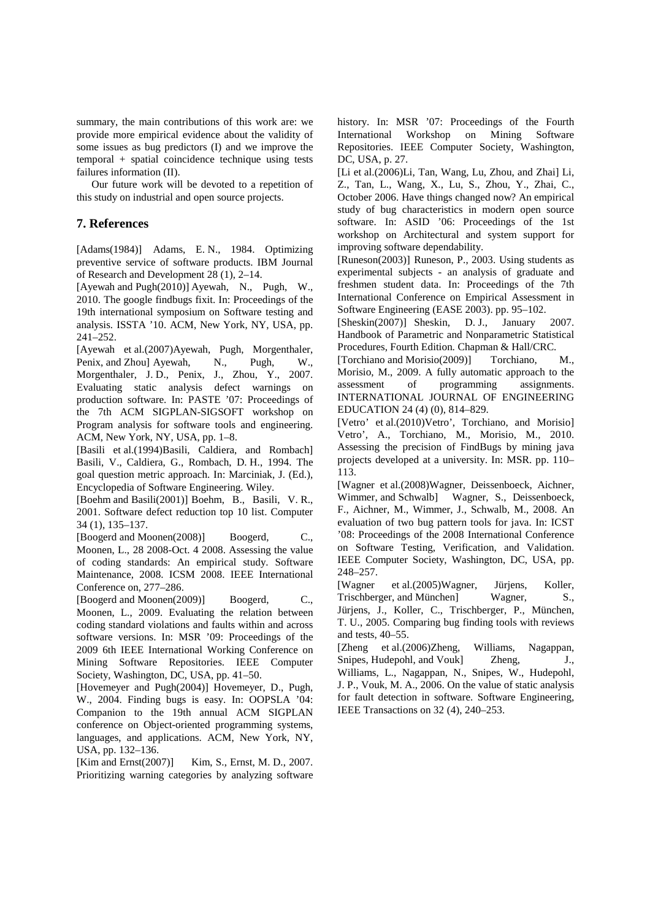summary, the main contributions of this work are: we provide more empirical evidence about the validity of some issues as bug predictors (I) and we improve the temporal + spatial coincidence technique using tests failures information (II).

Our future work will be devoted to a repetition of this study on industrial and open source projects.

## 7. References

[Adams(1984)] Adams, E. N., 1984. Optimizing preventive service of software products. IBM Journal of Research and Development 28 (1), 2–14.

[Ayewah and Pugh(2010)] Ayewah, N., Pugh, W., 2010. The google findbugs fixit. In: Proceedings of the 19th international symposium on Software testing and analysis. ISSTA '10. ACM, New York, NY, USA, pp. 241–252.

[Ayewah et al.(2007)Ayewah, Pugh, Morgenthaler, Penix, and Zhou] Ayewah, N., Pugh, W., Morgenthaler, J. D., Penix, J., Zhou, Y., 2007. Evaluating static analysis defect warnings on production software. In: PASTE '07: Proceedings of the 7th ACM SIGPLAN-SIGSOFT workshop on Program analysis for software tools and engineering. ACM, New York, NY, USA, pp. 1–8.

[Basili et al.(1994)Basili, Caldiera, and Rombach] Basili, V., Caldiera, G., Rombach, D. H., 1994. The goal question metric approach. In: Marciniak, J. (Ed.), Encyclopedia of Software Engineering. Wiley.

[Boehm and Basili(2001)] Boehm, B., Basili, V. R., 2001. Software defect reduction top 10 list. Computer 34 (1), 135–137.

[Boogerd and Moonen(2008)] Boogerd, C., Moonen, L., 28 2008-Oct. 4 2008. Assessing the value of coding standards: An empirical study. Software Maintenance, 2008. ICSM 2008. IEEE International Conference on, 277–286.

[Boogerd and Moonen(2009)] Boogerd, C., Moonen, L., 2009. Evaluating the relation between coding standard violations and faults within and across software versions. In: MSR '09: Proceedings of the 2009 6th IEEE International Working Conference on Mining Software Repositories. IEEE Computer Society, Washington, DC, USA, pp. 41–50.

[Hovemeyer and Pugh(2004)] Hovemeyer, D., Pugh, W., 2004. Finding bugs is easy. In: OOPSLA '04: Companion to the 19th annual ACM SIGPLAN conference on Object-oriented programming systems, languages, and applications. ACM, New York, NY, USA, pp. 132–136.

[Kim and Ernst(2007)] Kim, S., Ernst, M. D., 2007. Prioritizing warning categories by analyzing software history. In: MSR '07: Proceedings of the Fourth International Workshop on Mining Software Repositories. IEEE Computer Society, Washington, DC, USA, p. 27.

[Li et al.(2006)Li, Tan, Wang, Lu, Zhou, and Zhai] Li, Z., Tan, L., Wang, X., Lu, S., Zhou, Y., Zhai, C., October 2006. Have things changed now? An empirical study of bug characteristics in modern open source software. In: ASID '06: Proceedings of the 1st workshop on Architectural and system support for improving software dependability.

[Runeson(2003)] Runeson, P., 2003. Using students as experimental subjects - an analysis of graduate and freshmen student data. In: Proceedings of the 7th International Conference on Empirical Assessment in Software Engineering (EASE 2003). pp. 95–102.

[Sheskin(2007)] Sheskin, D. J., January 2007. Handbook of Parametric and Nonparametric Statistical Procedures, Fourth Edition. Chapman & Hall/CRC.

[Torchiano and Morisio(2009)] Torchiano, M., Morisio, M., 2009. A fully automatic approach to the assessment of programming assignments. INTERNATIONAL JOURNAL OF ENGINEERING EDUCATION 24 (4) (0), 814–829.

[Vetro' et al.(2010)Vetro', Torchiano, and Morisio] Vetro', A., Torchiano, M., Morisio, M., 2010. Assessing the precision of FindBugs by mining java projects developed at a university. In: MSR. pp. 110–113.

[Wagner et al.(2008)Wagner, Deissenboeck, Aichner, Wimmer, and Schwalb] Wagner, S., Deissenboeck, F., Aichner, M., Wimmer, J., Schwalb, M., 2008. An evaluation of two bug pattern tools for java. In: ICST '08: Proceedings of the 2008 International Conference on Software Testing, Verification, and Validation. IEEE Computer Society, Washington, DC, USA, pp. 248–257.

[Wagner et al.(2005)Wagner, Jürjens, Koller, Trischberger, and München] Wagner, S., Jürjens, J., Koller, C., Trischberger, P., München, T. U., 2005. Comparing bug finding tools with reviews and tests, 40–55.

[Zheng et al.(2006)Zheng, Williams, Nagappan, Snipes, Hudepohl, and Vouk] Zheng, J., Williams, L., Nagappan, N., Snipes, W., Hudepohl, J. P., Vouk, M. A., 2006. On the value of static analysis for fault detection in software. Software Engineering, IEEE Transactions on 32 (4), 240–253.